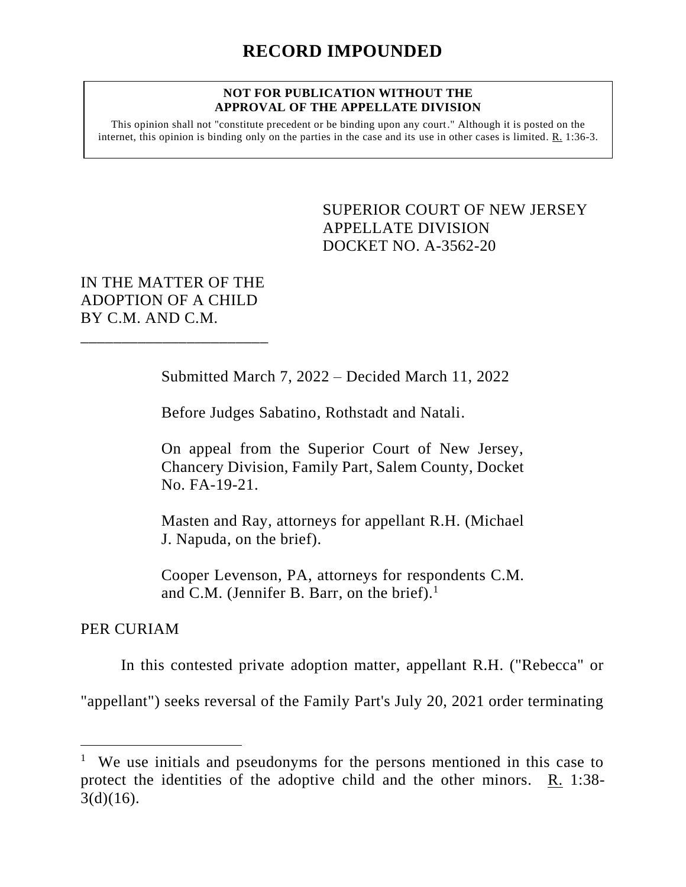# RECORD IMPOUNDED

**NOT FOR PUBLICATION WITHOUT THE APPROVAL OF THE APPELLATE DIVISION**

This opinion shall not "constitute precedent or be binding upon any court." Although it is posted on the internet, this opinion is binding only on the parties in the case and its use in other cases is limited. R. 1:36-3.

SUPERIOR COURT OF NEW JERSEY
APPELLATE DIVISION
DOCKET NO. A-3562-20

IN THE MATTER OF THE ADOPTION OF A CHILD BY C.M. AND C.M.

_______________________

Submitted March 7, 2022 – Decided March 11, 2022

Before Judges Sabatino, Rothstadt and Natali.

On appeal from the Superior Court of New Jersey, Chancery Division, Family Part, Salem County, Docket No. FA-19-21.

Masten and Ray, attorneys for appellant R.H. (Michael J. Napuda, on the brief).

Cooper Levenson, PA, attorneys for respondents C.M. and C.M. (Jennifer B. Barr, on the brief).[1]

PER CURIAM

In this contested private adoption matter, appellant R.H. ("Rebecca" or "appellant") seeks reversal of the Family Part's July 20, 2021 order terminating

---

[1] We use initials and pseudonyms for the persons mentioned in this case to protect the identities of the adoptive child and the other minors. R. 1:38-3(d)(16).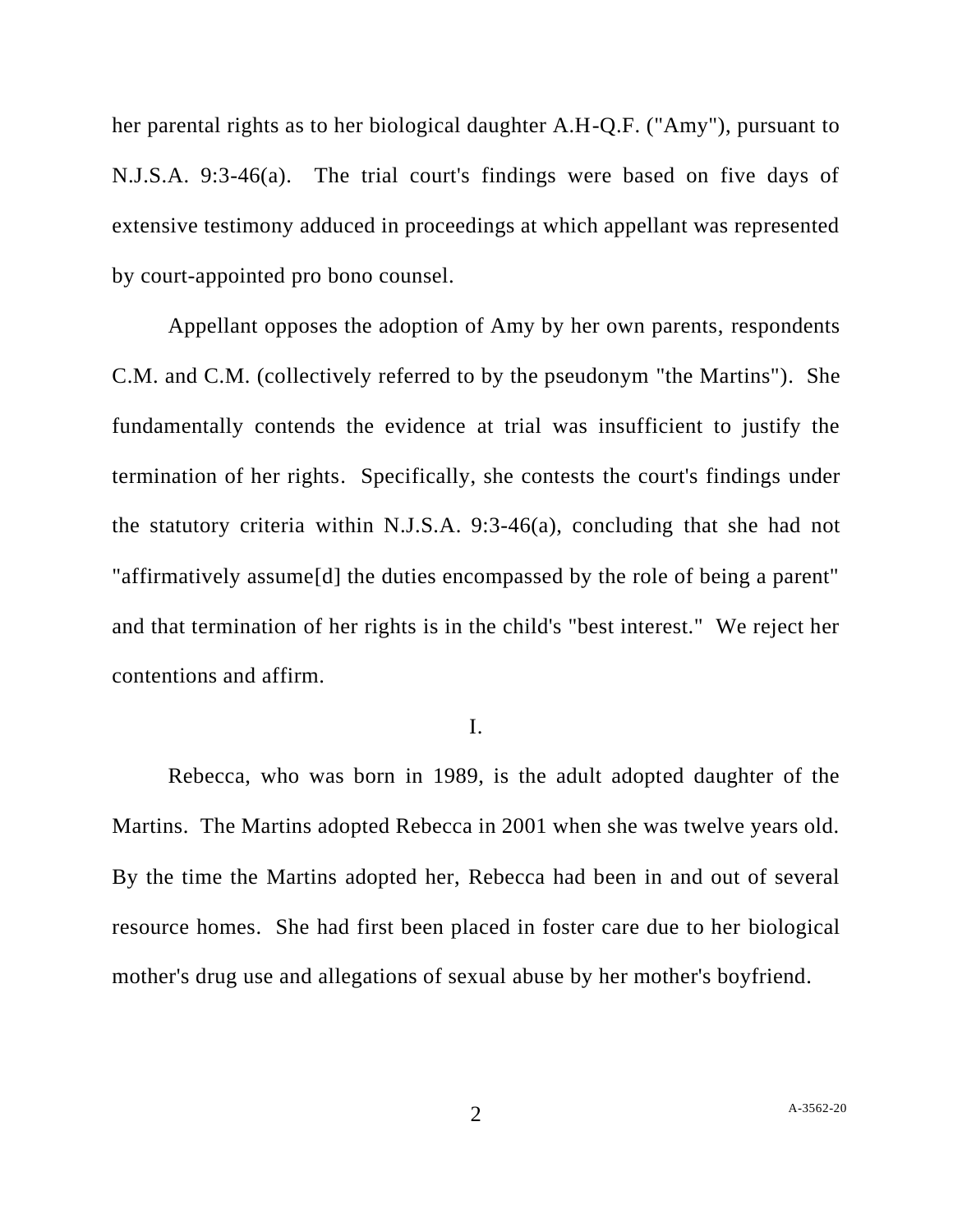her parental rights as to her biological daughter A.H-Q.F. ("Amy"), pursuant to N.J.S.A. 9:3-46(a). The trial court's findings were based on five days of extensive testimony adduced in proceedings at which appellant was represented by court-appointed pro bono counsel.

Appellant opposes the adoption of Amy by her own parents, respondents C.M. and C.M. (collectively referred to by the pseudonym "the Martins"). She fundamentally contends the evidence at trial was insufficient to justify the termination of her rights. Specifically, she contests the court's findings under the statutory criteria within N.J.S.A. 9:3-46(a), concluding that she had not "affirmatively assume[d] the duties encompassed by the role of being a parent" and that termination of her rights is in the child's "best interest." We reject her contentions and affirm.

I.

Rebecca, who was born in 1989, is the adult adopted daughter of the Martins. The Martins adopted Rebecca in 2001 when she was twelve years old. By the time the Martins adopted her, Rebecca had been in and out of several resource homes. She had first been placed in foster care due to her biological mother's drug use and allegations of sexual abuse by her mother's boyfriend.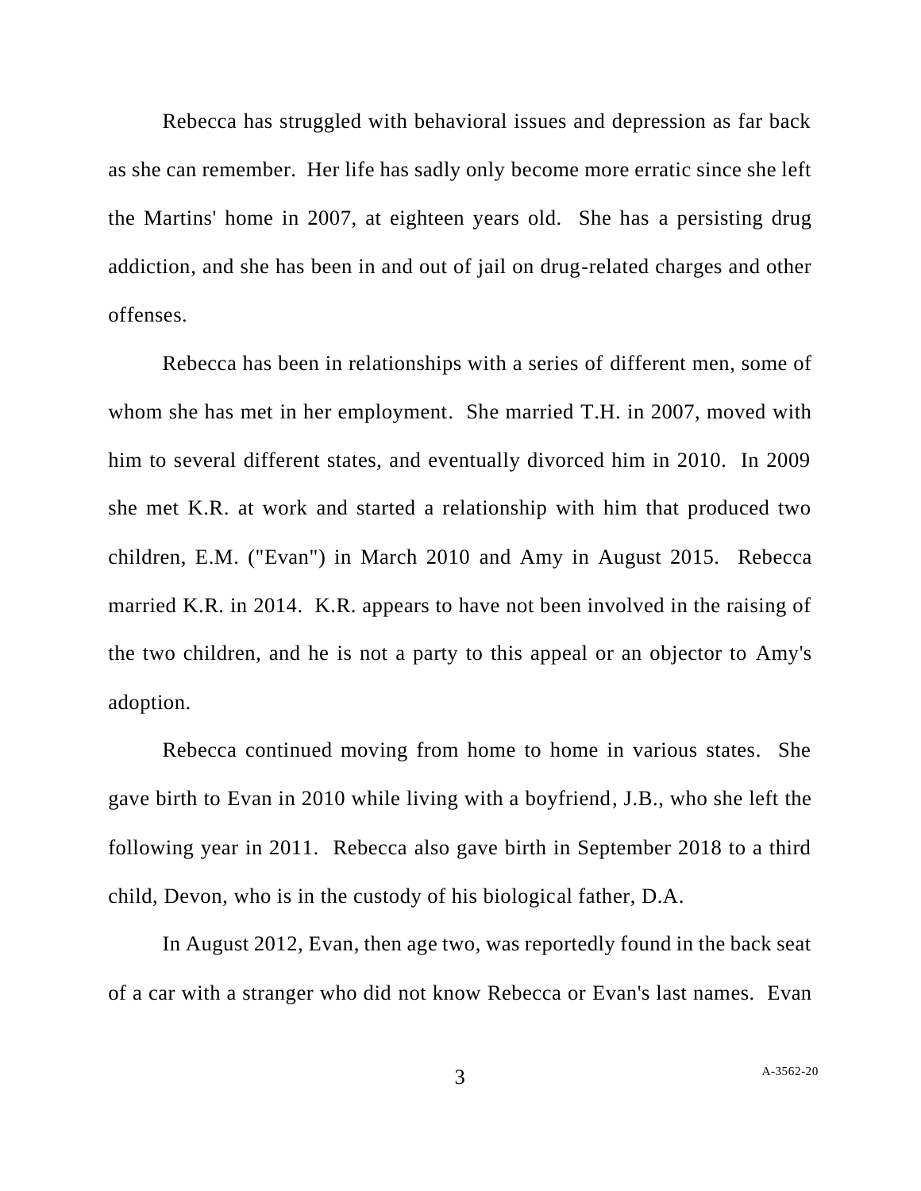Rebecca has struggled with behavioral issues and depression as far back as she can remember. Her life has sadly only become more erratic since she left the Martins' home in 2007, at eighteen years old. She has a persisting drug addiction, and she has been in and out of jail on drug-related charges and other offenses.

Rebecca has been in relationships with a series of different men, some of whom she has met in her employment. She married T.H. in 2007, moved with him to several different states, and eventually divorced him in 2010. In 2009 she met K.R. at work and started a relationship with him that produced two children, E.M. ("Evan") in March 2010 and Amy in August 2015. Rebecca married K.R. in 2014. K.R. appears to have not been involved in the raising of the two children, and he is not a party to this appeal or an objector to Amy's adoption.

Rebecca continued moving from home to home in various states. She gave birth to Evan in 2010 while living with a boyfriend, J.B., who she left the following year in 2011. Rebecca also gave birth in September 2018 to a third child, Devon, who is in the custody of his biological father, D.A.

In August 2012, Evan, then age two, was reportedly found in the back seat of a car with a stranger who did not know Rebecca or Evan's last names. Evan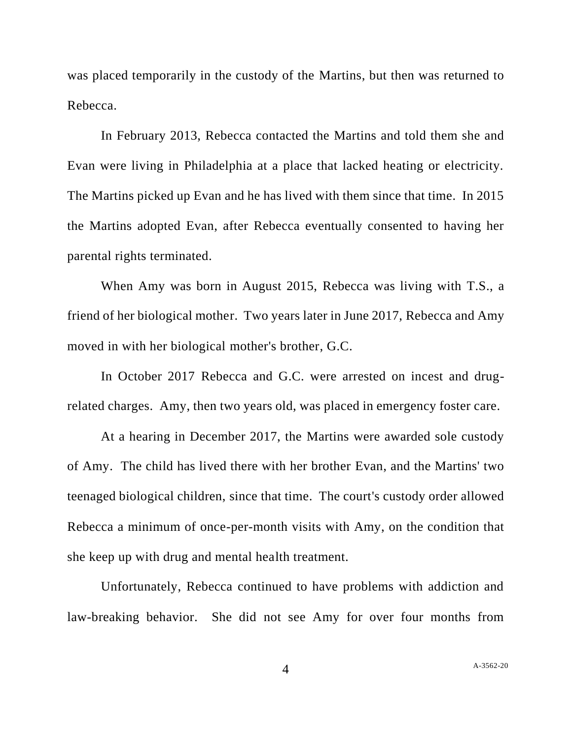was placed temporarily in the custody of the Martins, but then was returned to Rebecca.

In February 2013, Rebecca contacted the Martins and told them she and Evan were living in Philadelphia at a place that lacked heating or electricity. The Martins picked up Evan and he has lived with them since that time. In 2015 the Martins adopted Evan, after Rebecca eventually consented to having her parental rights terminated.

When Amy was born in August 2015, Rebecca was living with T.S., a friend of her biological mother. Two years later in June 2017, Rebecca and Amy moved in with her biological mother's brother, G.C.

In October 2017 Rebecca and G.C. were arrested on incest and drug-related charges. Amy, then two years old, was placed in emergency foster care.

At a hearing in December 2017, the Martins were awarded sole custody of Amy. The child has lived there with her brother Evan, and the Martins' two teenaged biological children, since that time. The court's custody order allowed Rebecca a minimum of once-per-month visits with Amy, on the condition that she keep up with drug and mental health treatment.

Unfortunately, Rebecca continued to have problems with addiction and law-breaking behavior. She did not see Amy for over four months from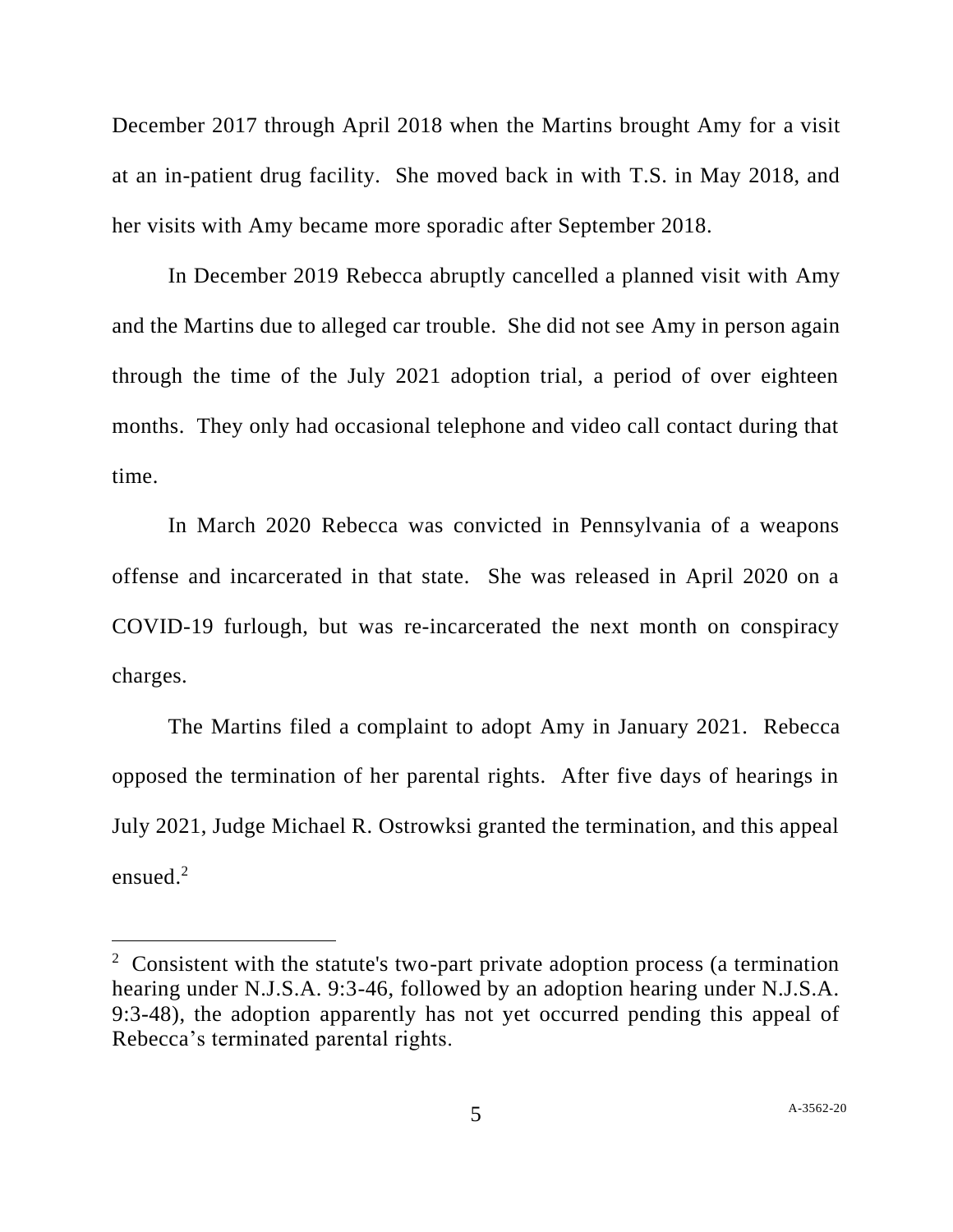December 2017 through April 2018 when the Martins brought Amy for a visit at an in-patient drug facility. She moved back in with T.S. in May 2018, and her visits with Amy became more sporadic after September 2018.

In December 2019 Rebecca abruptly cancelled a planned visit with Amy and the Martins due to alleged car trouble. She did not see Amy in person again through the time of the July 2021 adoption trial, a period of over eighteen months. They only had occasional telephone and video call contact during that time.

In March 2020 Rebecca was convicted in Pennsylvania of a weapons offense and incarcerated in that state. She was released in April 2020 on a COVID-19 furlough, but was re-incarcerated the next month on conspiracy charges.

The Martins filed a complaint to adopt Amy in January 2021. Rebecca opposed the termination of her parental rights. After five days of hearings in July 2021, Judge Michael R. Ostrowksi granted the termination, and this appeal ensued.[2]

---

[2] Consistent with the statute's two-part private adoption process (a termination hearing under N.J.S.A. 9:3-46, followed by an adoption hearing under N.J.S.A. 9:3-48), the adoption apparently has not yet occurred pending this appeal of Rebecca's terminated parental rights.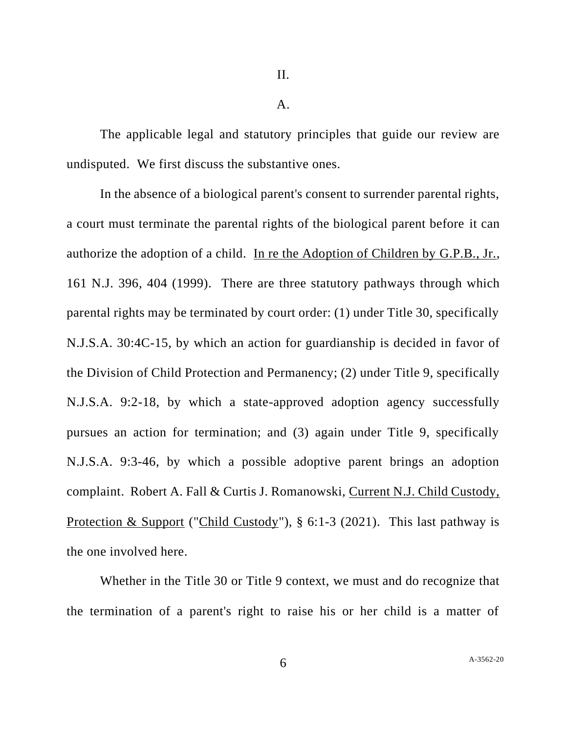## II.

### A.

The applicable legal and statutory principles that guide our review are undisputed. We first discuss the substantive ones.

In the absence of a biological parent's consent to surrender parental rights, a court must terminate the parental rights of the biological parent before it can authorize the adoption of a child. In re the Adoption of Children by G.P.B., Jr., 161 N.J. 396, 404 (1999). There are three statutory pathways through which parental rights may be terminated by court order: (1) under Title 30, specifically N.J.S.A. 30:4C-15, by which an action for guardianship is decided in favor of the Division of Child Protection and Permanency; (2) under Title 9, specifically N.J.S.A. 9:2-18, by which a state-approved adoption agency successfully pursues an action for termination; and (3) again under Title 9, specifically N.J.S.A. 9:3-46, by which a possible adoptive parent brings an adoption complaint. Robert A. Fall & Curtis J. Romanowski, Current N.J. Child Custody, Protection & Support ("Child Custody"), § 6:1-3 (2021). This last pathway is the one involved here.

Whether in the Title 30 or Title 9 context, we must and do recognize that the termination of a parent's right to raise his or her child is a matter of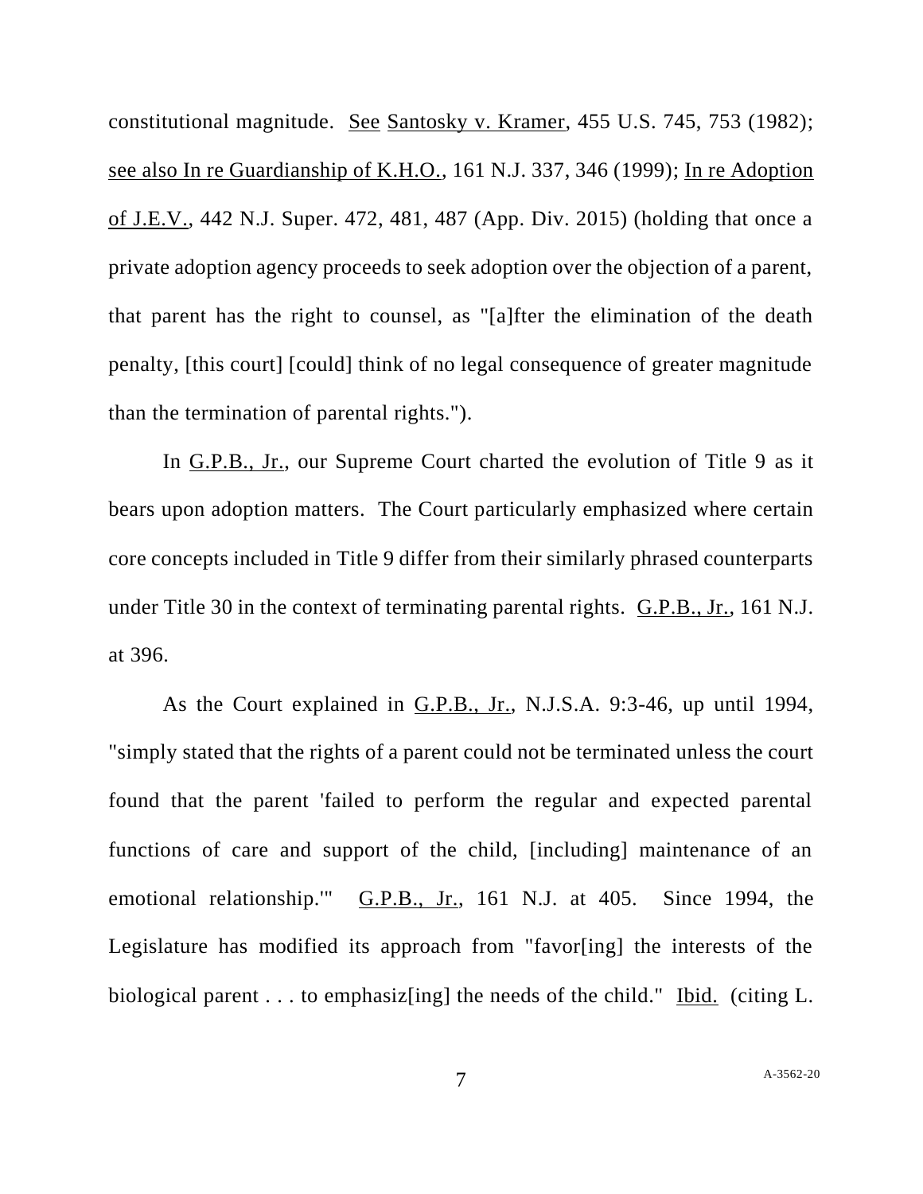constitutional magnitude. See Santosky v. Kramer, 455 U.S. 745, 753 (1982); see also In re Guardianship of K.H.O., 161 N.J. 337, 346 (1999); In re Adoption of J.E.V., 442 N.J. Super. 472, 481, 487 (App. Div. 2015) (holding that once a private adoption agency proceeds to seek adoption over the objection of a parent, that parent has the right to counsel, as "[a]fter the elimination of the death penalty, [this court] [could] think of no legal consequence of greater magnitude than the termination of parental rights.").

In G.P.B., Jr., our Supreme Court charted the evolution of Title 9 as it bears upon adoption matters. The Court particularly emphasized where certain core concepts included in Title 9 differ from their similarly phrased counterparts under Title 30 in the context of terminating parental rights. G.P.B., Jr., 161 N.J. at 396.

As the Court explained in G.P.B., Jr., N.J.S.A. 9:3-46, up until 1994, "simply stated that the rights of a parent could not be terminated unless the court found that the parent 'failed to perform the regular and expected parental functions of care and support of the child, [including] maintenance of an emotional relationship.'" G.P.B., Jr., 161 N.J. at 405. Since 1994, the Legislature has modified its approach from "favor[ing] the interests of the biological parent . . . to emphasiz[ing] the needs of the child." Ibid. (citing L.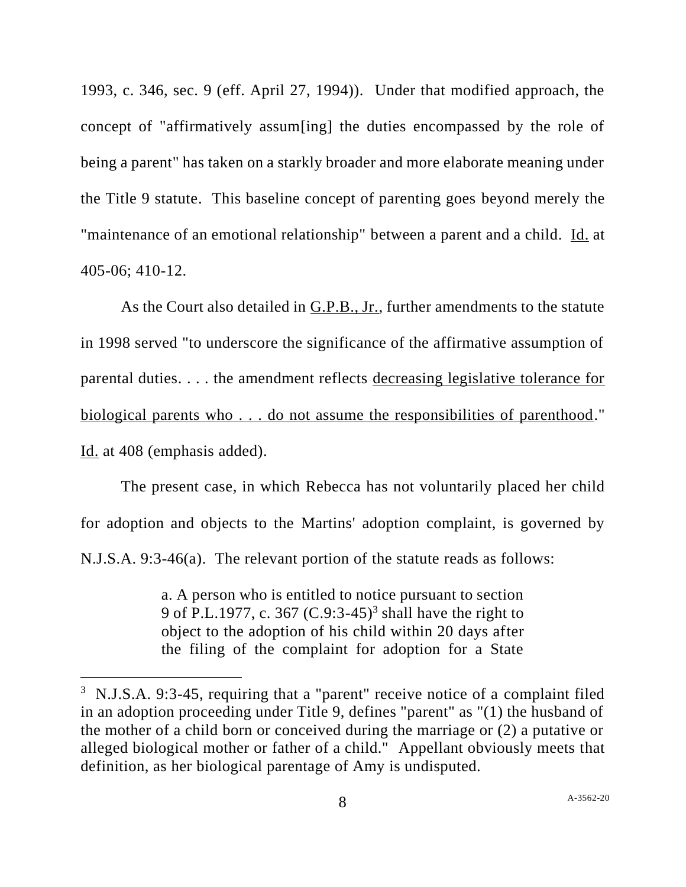1993, c. 346, sec. 9 (eff. April 27, 1994)). Under that modified approach, the concept of "affirmatively assum[ing] the duties encompassed by the role of being a parent" has taken on a starkly broader and more elaborate meaning under the Title 9 statute. This baseline concept of parenting goes beyond merely the "maintenance of an emotional relationship" between a parent and a child. Id. at 405-06; 410-12.

As the Court also detailed in G.P.B., Jr., further amendments to the statute in 1998 served "to underscore the significance of the affirmative assumption of parental duties. . . . the amendment reflects decreasing legislative tolerance for biological parents who . . . do not assume the responsibilities of parenthood." Id. at 408 (emphasis added).

The present case, in which Rebecca has not voluntarily placed her child for adoption and objects to the Martins' adoption complaint, is governed by N.J.S.A. 9:3-46(a). The relevant portion of the statute reads as follows:

> a. A person who is entitled to notice pursuant to section 9 of P.L.1977, c. 367 (C.9:3-45)[3] shall have the right to object to the adoption of his child within 20 days after the filing of the complaint for adoption for a State

---

[3] N.J.S.A. 9:3-45, requiring that a "parent" receive notice of a complaint filed in an adoption proceeding under Title 9, defines "parent" as "(1) the husband of the mother of a child born or conceived during the marriage or (2) a putative or alleged biological mother or father of a child." Appellant obviously meets that definition, as her biological parentage of Amy is undisputed.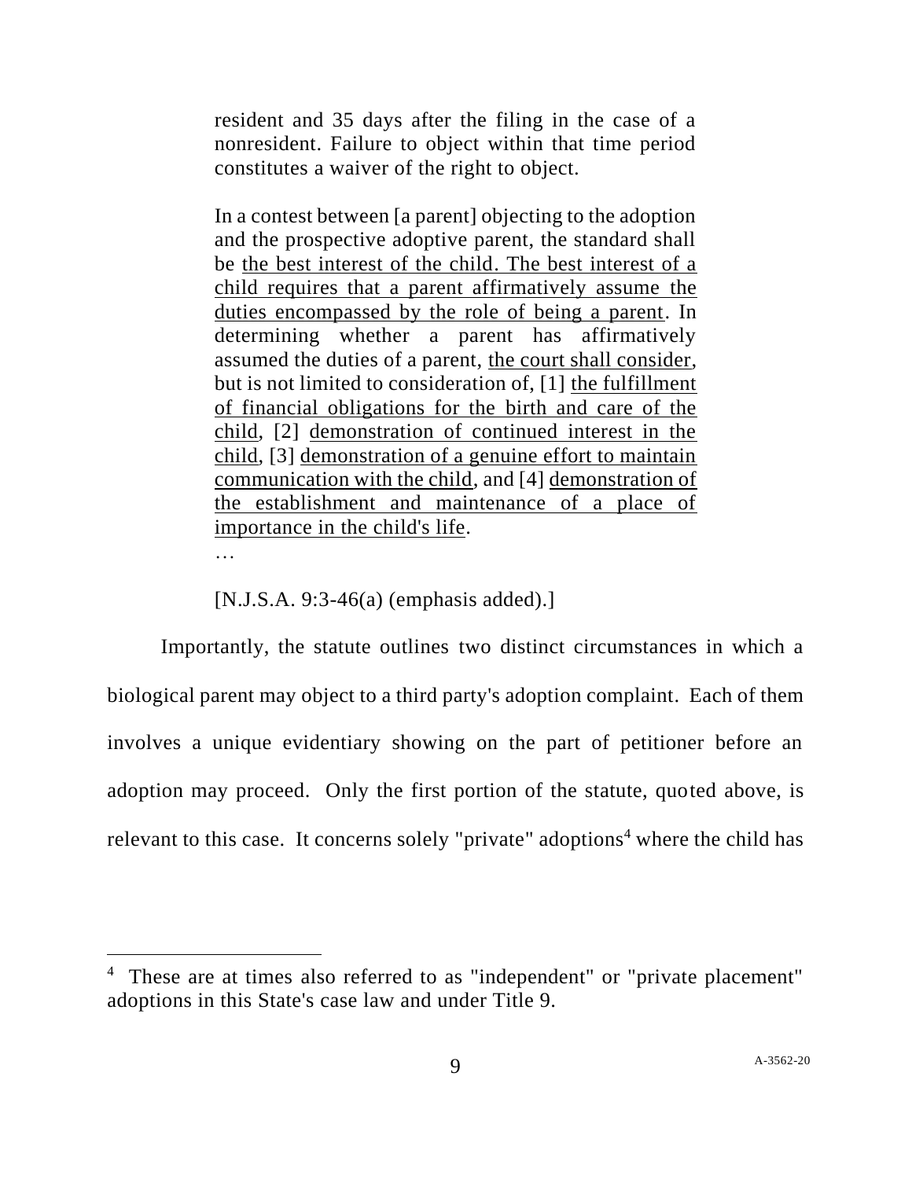> resident and 35 days after the filing in the case of a nonresident. Failure to object within that time period constitutes a waiver of the right to object.
>
> In a contest between [a parent] objecting to the adoption and the prospective adoptive parent, the standard shall be <u>the best interest of the child. The best interest of a child requires that a parent affirmatively assume the duties encompassed by the role of being a parent</u>. In determining whether a parent has affirmatively assumed the duties of a parent, <u>the court shall consider</u>, but is not limited to consideration of, [1] <u>the fulfillment of financial obligations for the birth and care of the child</u>, [2] <u>demonstration of continued interest in the child</u>, [3] <u>demonstration of a genuine effort to maintain communication with the child</u>, and [4] <u>demonstration of the establishment and maintenance of a place of importance in the child's life</u>.
>
> …
>
> [N.J.S.A. 9:3-46(a) (emphasis added).]

Importantly, the statute outlines two distinct circumstances in which a biological parent may object to a third party's adoption complaint. Each of them involves a unique evidentiary showing on the part of petitioner before an adoption may proceed. Only the first portion of the statute, quoted above, is relevant to this case. It concerns solely "private" adoptions[4] where the child has

[4] These are at times also referred to as "independent" or "private placement" adoptions in this State's case law and under Title 9.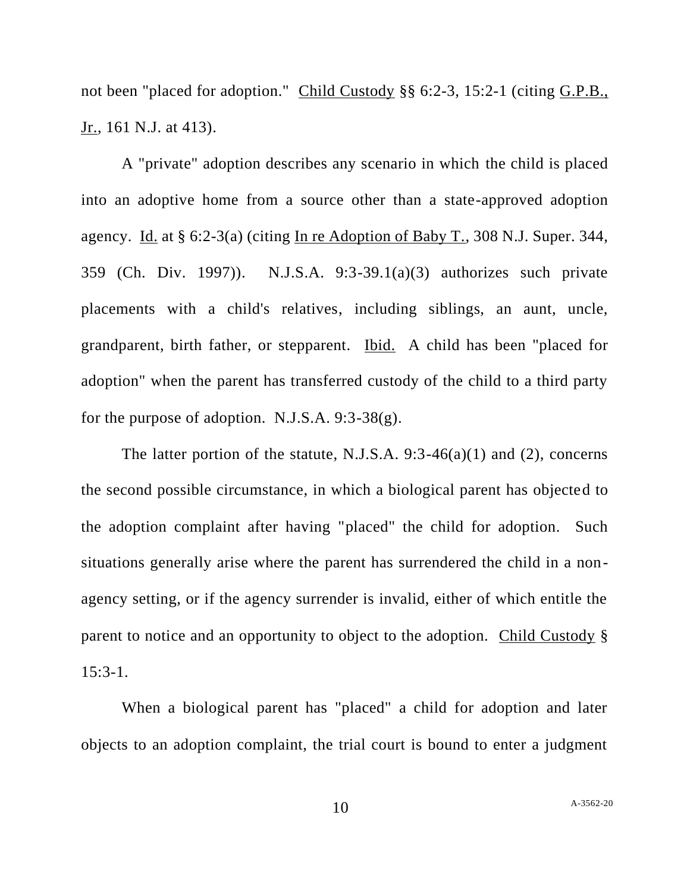not been "placed for adoption." Child Custody §§ 6:2-3, 15:2-1 (citing G.P.B., Jr., 161 N.J. at 413).

A "private" adoption describes any scenario in which the child is placed into an adoptive home from a source other than a state-approved adoption agency. Id. at § 6:2-3(a) (citing In re Adoption of Baby T., 308 N.J. Super. 344, 359 (Ch. Div. 1997)). N.J.S.A. 9:3-39.1(a)(3) authorizes such private placements with a child's relatives, including siblings, an aunt, uncle, grandparent, birth father, or stepparent. Ibid. A child has been "placed for adoption" when the parent has transferred custody of the child to a third party for the purpose of adoption. N.J.S.A. 9:3-38(g).

The latter portion of the statute, N.J.S.A. 9:3-46(a)(1) and (2), concerns the second possible circumstance, in which a biological parent has objected to the adoption complaint after having "placed" the child for adoption. Such situations generally arise where the parent has surrendered the child in a non-agency setting, or if the agency surrender is invalid, either of which entitle the parent to notice and an opportunity to object to the adoption. Child Custody § 15:3-1.

When a biological parent has "placed" a child for adoption and later objects to an adoption complaint, the trial court is bound to enter a judgment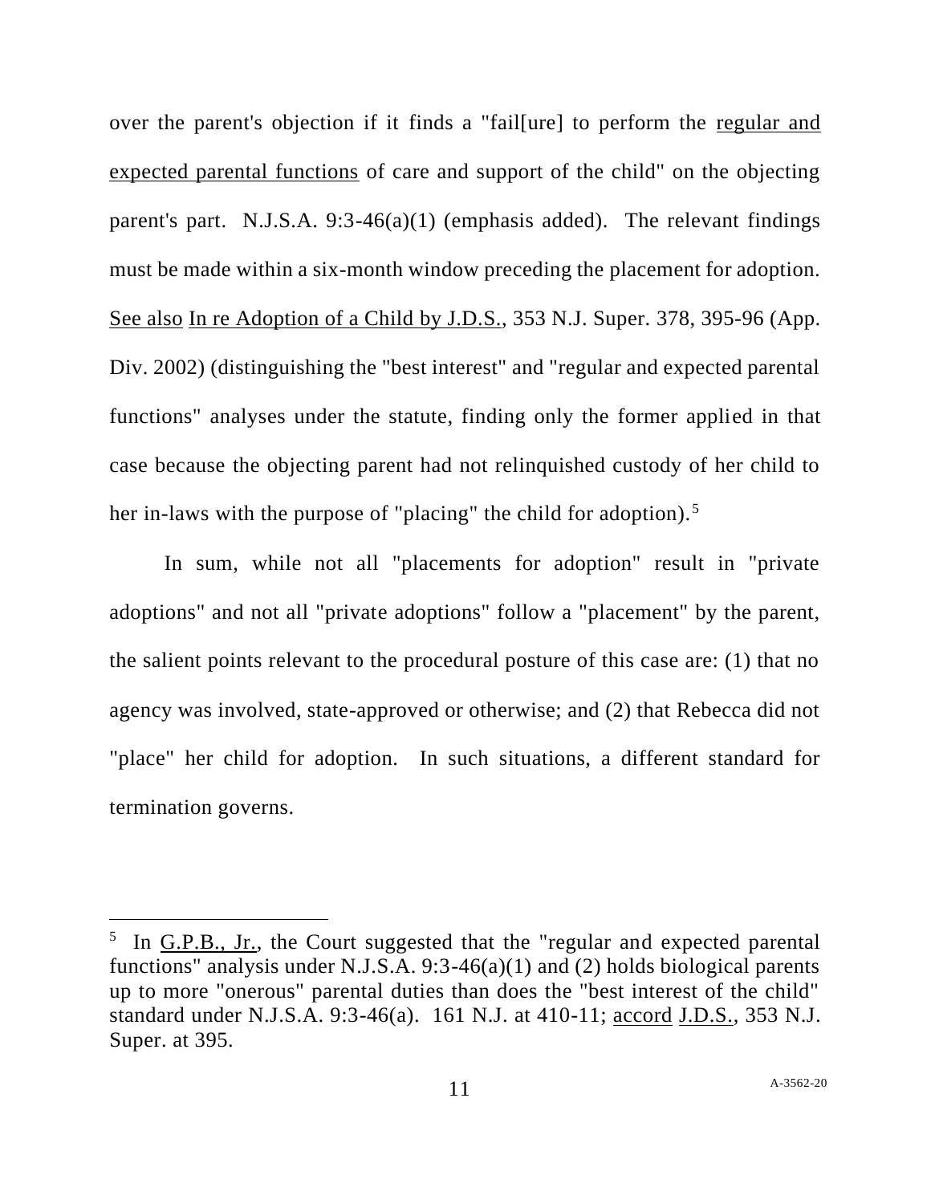over the parent's objection if it finds a "fail[ure] to perform the regular and expected parental functions of care and support of the child" on the objecting parent's part. N.J.S.A. 9:3-46(a)(1) (emphasis added). The relevant findings must be made within a six-month window preceding the placement for adoption. See also In re Adoption of a Child by J.D.S., 353 N.J. Super. 378, 395-96 (App. Div. 2002) (distinguishing the "best interest" and "regular and expected parental functions" analyses under the statute, finding only the former applied in that case because the objecting parent had not relinquished custody of her child to her in-laws with the purpose of "placing" the child for adoption).[5]

In sum, while not all "placements for adoption" result in "private adoptions" and not all "private adoptions" follow a "placement" by the parent, the salient points relevant to the procedural posture of this case are: (1) that no agency was involved, state-approved or otherwise; and (2) that Rebecca did not "place" her child for adoption. In such situations, a different standard for termination governs.

---

[5] In G.P.B., Jr., the Court suggested that the "regular and expected parental functions" analysis under N.J.S.A. 9:3-46(a)(1) and (2) holds biological parents up to more "onerous" parental duties than does the "best interest of the child" standard under N.J.S.A. 9:3-46(a). 161 N.J. at 410-11; accord J.D.S., 353 N.J. Super. at 395.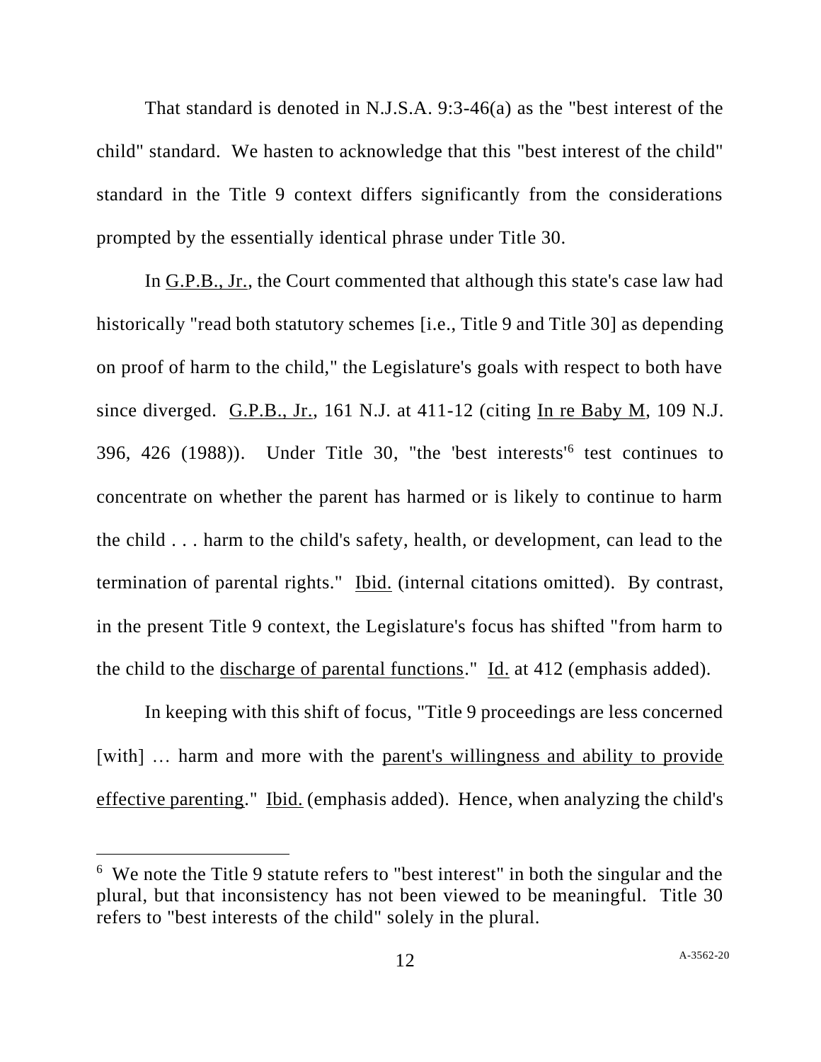That standard is denoted in N.J.S.A. 9:3-46(a) as the "best interest of the child" standard. We hasten to acknowledge that this "best interest of the child" standard in the Title 9 context differs significantly from the considerations prompted by the essentially identical phrase under Title 30.

In G.P.B., Jr., the Court commented that although this state's case law had historically "read both statutory schemes [i.e., Title 9 and Title 30] as depending on proof of harm to the child," the Legislature's goals with respect to both have since diverged. G.P.B., Jr., 161 N.J. at 411-12 (citing In re Baby M, 109 N.J. 396, 426 (1988)). Under Title 30, "the 'best interests'[6] test continues to concentrate on whether the parent has harmed or is likely to continue to harm the child . . . harm to the child's safety, health, or development, can lead to the termination of parental rights." Ibid. (internal citations omitted). By contrast, in the present Title 9 context, the Legislature's focus has shifted "from harm to the child to the discharge of parental functions." Id. at 412 (emphasis added).

In keeping with this shift of focus, "Title 9 proceedings are less concerned [with] … harm and more with the parent's willingness and ability to provide effective parenting." Ibid. (emphasis added). Hence, when analyzing the child's

[6] We note the Title 9 statute refers to "best interest" in both the singular and the plural, but that inconsistency has not been viewed to be meaningful. Title 30 refers to "best interests of the child" solely in the plural.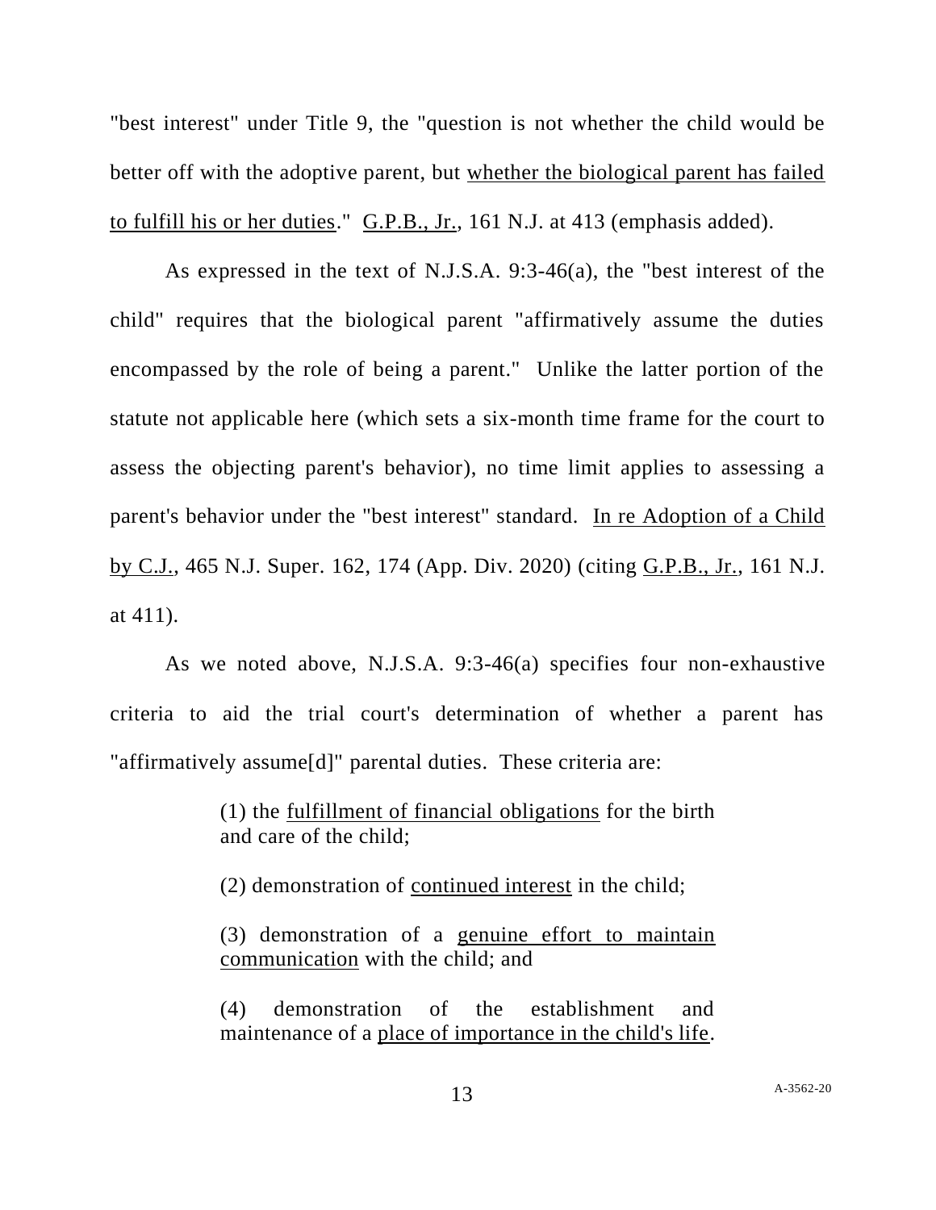"best interest" under Title 9, the "question is not whether the child would be better off with the adoptive parent, but <u>whether the biological parent has failed to fulfill his or her duties</u>." <u>G.P.B., Jr.</u>, 161 N.J. at 413 (emphasis added).

As expressed in the text of N.J.S.A. 9:3-46(a), the "best interest of the child" requires that the biological parent "affirmatively assume the duties encompassed by the role of being a parent." Unlike the latter portion of the statute not applicable here (which sets a six-month time frame for the court to assess the objecting parent's behavior), no time limit applies to assessing a parent's behavior under the "best interest" standard. <u>In re Adoption of a Child by C.J.</u>, 465 N.J. Super. 162, 174 (App. Div. 2020) (citing <u>G.P.B., Jr.</u>, 161 N.J. at 411).

As we noted above, N.J.S.A. 9:3-46(a) specifies four non-exhaustive criteria to aid the trial court's determination of whether a parent has "affirmatively assume[d]" parental duties. These criteria are:

> (1) the <u>fulfillment of financial obligations</u> for the birth and care of the child;
>
> (2) demonstration of <u>continued interest</u> in the child;
>
> (3) demonstration of a <u>genuine effort to maintain communication</u> with the child; and
>
> (4) demonstration of the establishment and maintenance of a <u>place of importance in the child's life</u>.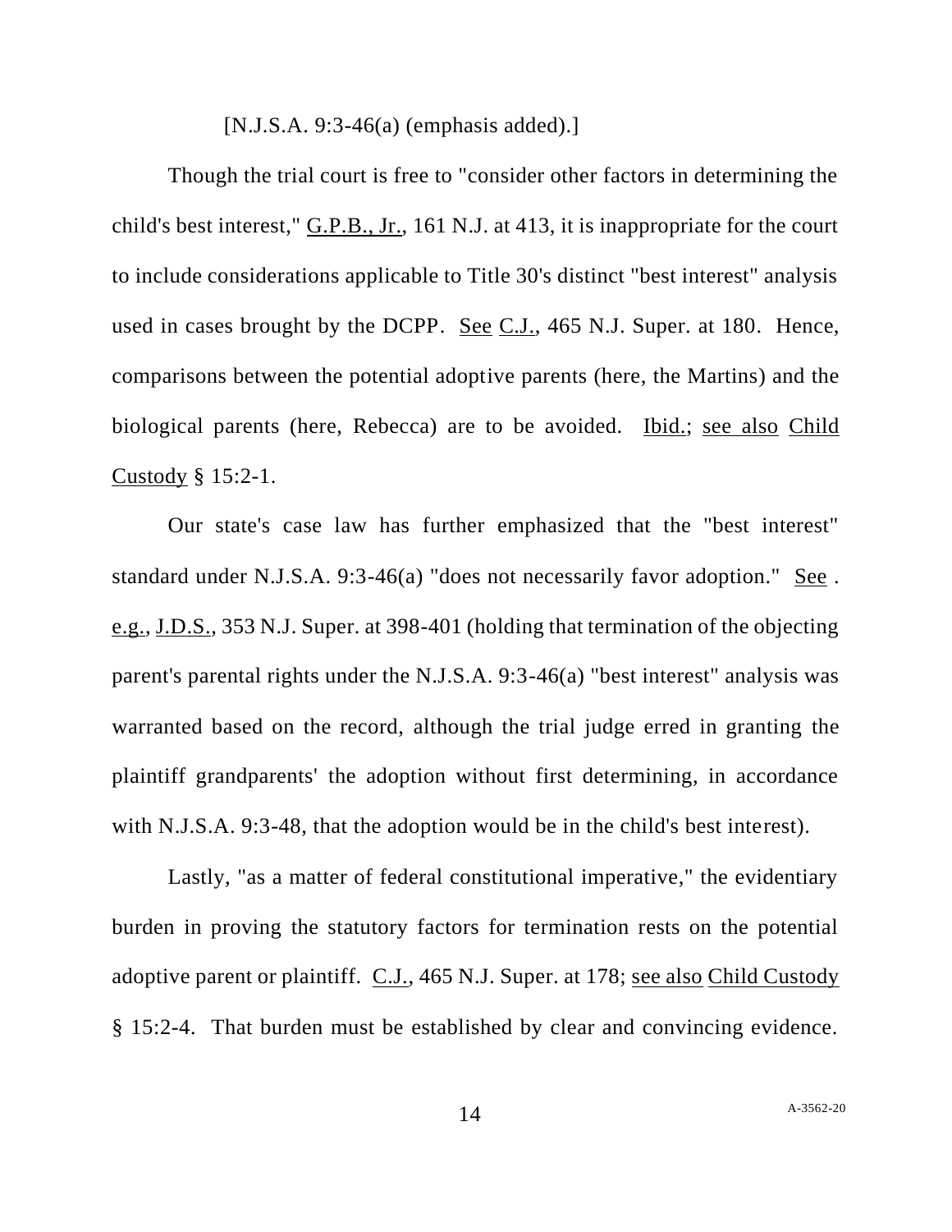[N.J.S.A. 9:3-46(a) (emphasis added).]

Though the trial court is free to "consider other factors in determining the child's best interest," G.P.B., Jr., 161 N.J. at 413, it is inappropriate for the court to include considerations applicable to Title 30's distinct "best interest" analysis used in cases brought by the DCPP. See C.J., 465 N.J. Super. at 180. Hence, comparisons between the potential adoptive parents (here, the Martins) and the biological parents (here, Rebecca) are to be avoided. Ibid.; see also Child Custody § 15:2-1.

Our state's case law has further emphasized that the "best interest" standard under N.J.S.A. 9:3-46(a) "does not necessarily favor adoption." See . e.g., J.D.S., 353 N.J. Super. at 398-401 (holding that termination of the objecting parent's parental rights under the N.J.S.A. 9:3-46(a) "best interest" analysis was warranted based on the record, although the trial judge erred in granting the plaintiff grandparents' the adoption without first determining, in accordance with N.J.S.A. 9:3-48, that the adoption would be in the child's best interest).

Lastly, "as a matter of federal constitutional imperative," the evidentiary burden in proving the statutory factors for termination rests on the potential adoptive parent or plaintiff. C.J., 465 N.J. Super. at 178; see also Child Custody § 15:2-4. That burden must be established by clear and convincing evidence.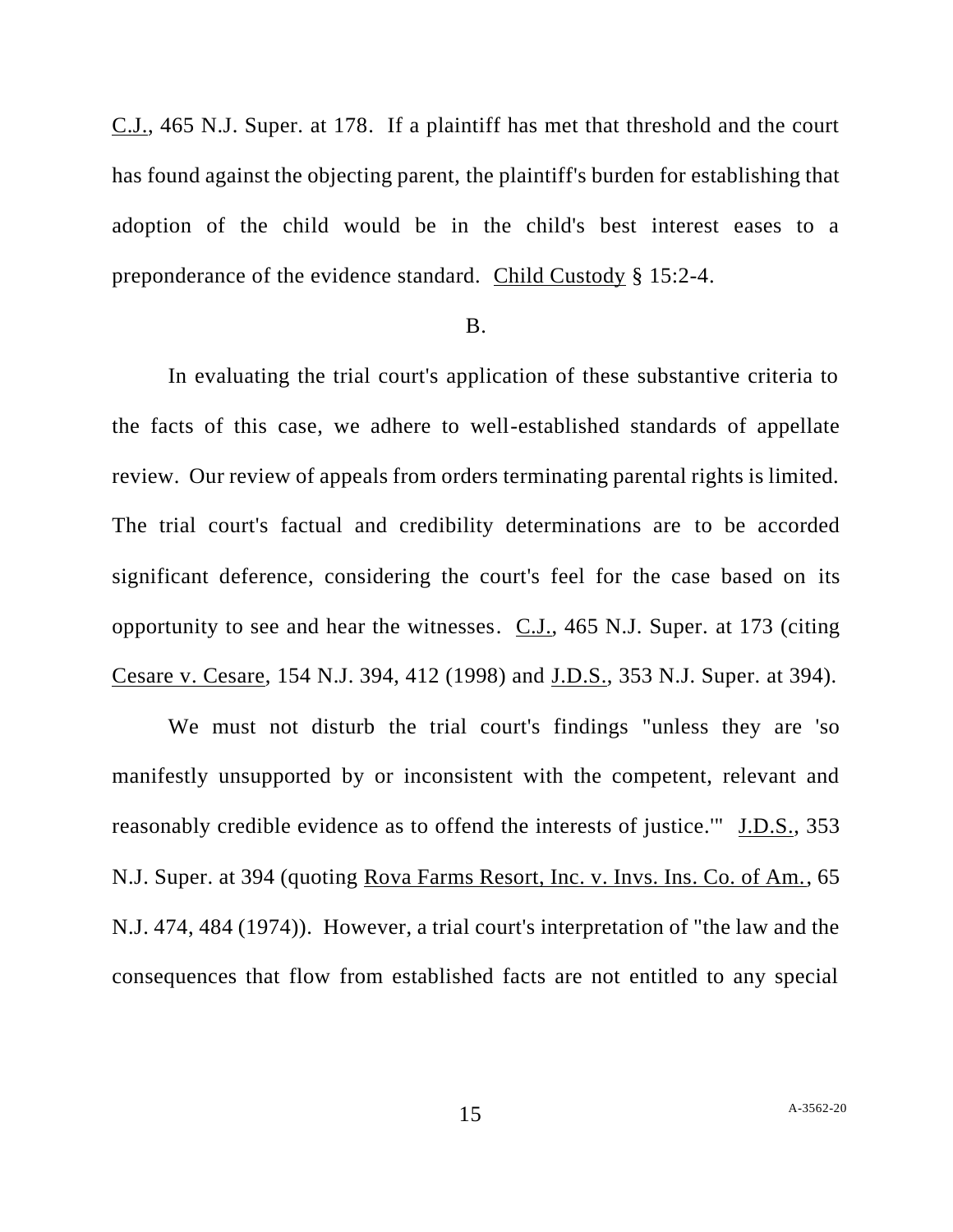C.J., 465 N.J. Super. at 178. If a plaintiff has met that threshold and the court has found against the objecting parent, the plaintiff's burden for establishing that adoption of the child would be in the child's best interest eases to a preponderance of the evidence standard. Child Custody § 15:2-4.

B.

In evaluating the trial court's application of these substantive criteria to the facts of this case, we adhere to well-established standards of appellate review. Our review of appeals from orders terminating parental rights is limited. The trial court's factual and credibility determinations are to be accorded significant deference, considering the court's feel for the case based on its opportunity to see and hear the witnesses. C.J., 465 N.J. Super. at 173 (citing Cesare v. Cesare, 154 N.J. 394, 412 (1998) and J.D.S., 353 N.J. Super. at 394).

We must not disturb the trial court's findings "unless they are 'so manifestly unsupported by or inconsistent with the competent, relevant and reasonably credible evidence as to offend the interests of justice.'" J.D.S., 353 N.J. Super. at 394 (quoting Rova Farms Resort, Inc. v. Invs. Ins. Co. of Am., 65 N.J. 474, 484 (1974)). However, a trial court's interpretation of "the law and the consequences that flow from established facts are not entitled to any special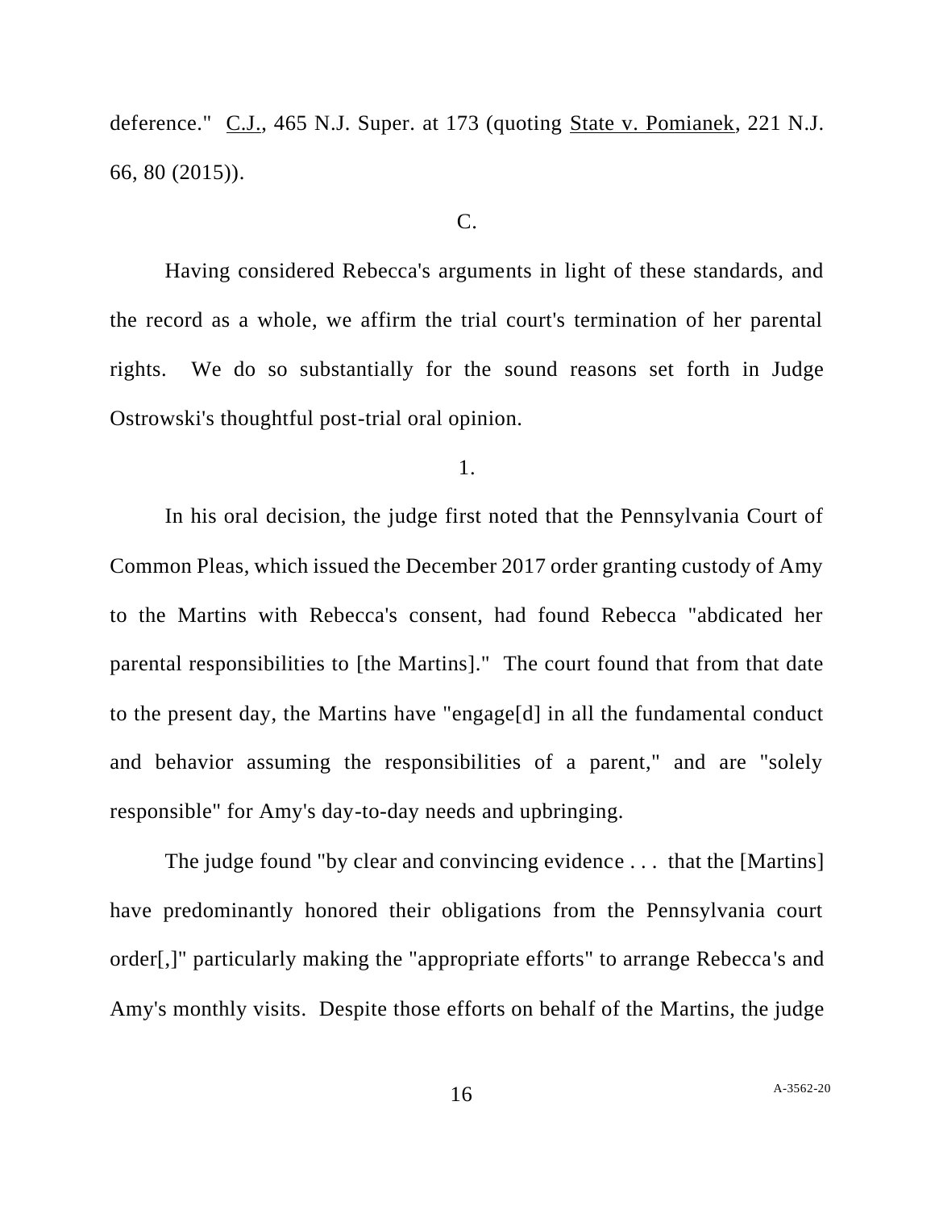deference." C.J., 465 N.J. Super. at 173 (quoting State v. Pomianek, 221 N.J. 66, 80 (2015)).

C.

Having considered Rebecca's arguments in light of these standards, and the record as a whole, we affirm the trial court's termination of her parental rights. We do so substantially for the sound reasons set forth in Judge Ostrowski's thoughtful post-trial oral opinion.

1.

In his oral decision, the judge first noted that the Pennsylvania Court of Common Pleas, which issued the December 2017 order granting custody of Amy to the Martins with Rebecca's consent, had found Rebecca "abdicated her parental responsibilities to [the Martins]." The court found that from that date to the present day, the Martins have "engage[d] in all the fundamental conduct and behavior assuming the responsibilities of a parent," and are "solely responsible" for Amy's day-to-day needs and upbringing.

The judge found "by clear and convincing evidence . . . that the [Martins] have predominantly honored their obligations from the Pennsylvania court order[,]" particularly making the "appropriate efforts" to arrange Rebecca's and Amy's monthly visits. Despite those efforts on behalf of the Martins, the judge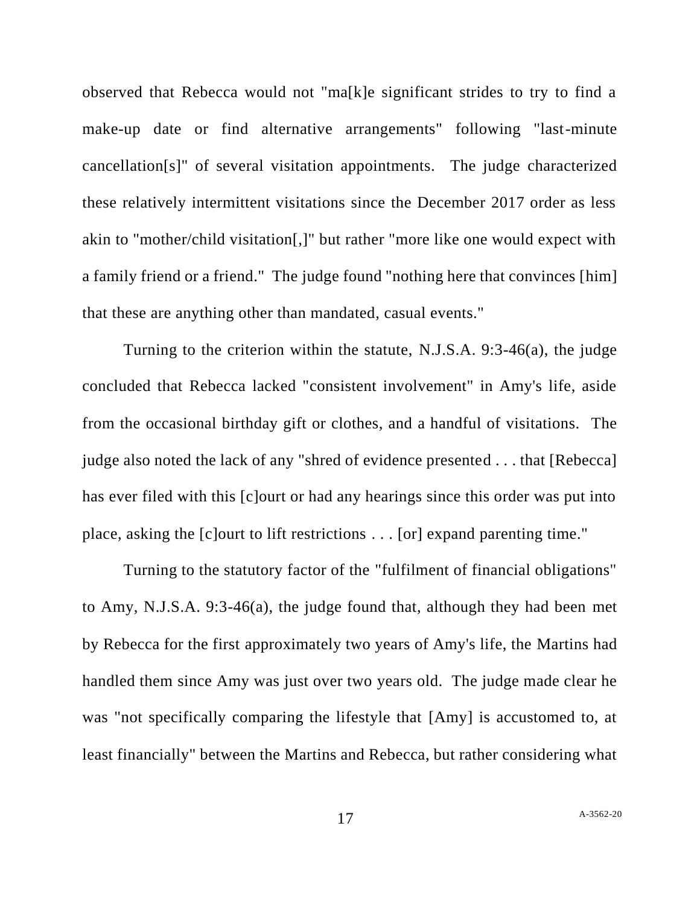observed that Rebecca would not "ma[k]e significant strides to try to find a make-up date or find alternative arrangements" following "last-minute cancellation[s]" of several visitation appointments. The judge characterized these relatively intermittent visitations since the December 2017 order as less akin to "mother/child visitation[,]" but rather "more like one would expect with a family friend or a friend." The judge found "nothing here that convinces [him] that these are anything other than mandated, casual events."

Turning to the criterion within the statute, N.J.S.A. 9:3-46(a), the judge concluded that Rebecca lacked "consistent involvement" in Amy's life, aside from the occasional birthday gift or clothes, and a handful of visitations. The judge also noted the lack of any "shred of evidence presented . . . that [Rebecca] has ever filed with this [c]ourt or had any hearings since this order was put into place, asking the [c]ourt to lift restrictions . . . [or] expand parenting time."

Turning to the statutory factor of the "fulfilment of financial obligations" to Amy, N.J.S.A. 9:3-46(a), the judge found that, although they had been met by Rebecca for the first approximately two years of Amy's life, the Martins had handled them since Amy was just over two years old. The judge made clear he was "not specifically comparing the lifestyle that [Amy] is accustomed to, at least financially" between the Martins and Rebecca, but rather considering what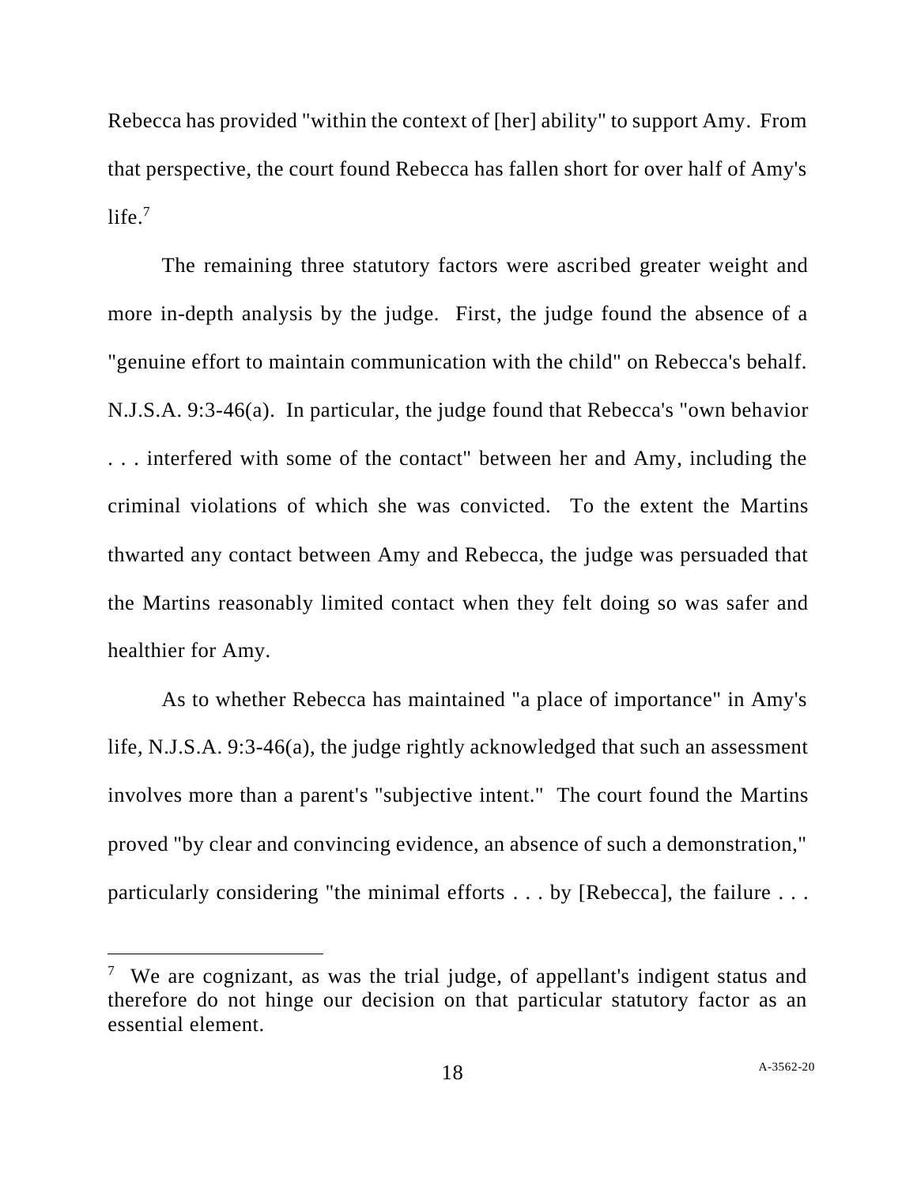Rebecca has provided "within the context of [her] ability" to support Amy. From that perspective, the court found Rebecca has fallen short for over half of Amy's life.[7]

The remaining three statutory factors were ascribed greater weight and more in-depth analysis by the judge. First, the judge found the absence of a "genuine effort to maintain communication with the child" on Rebecca's behalf. N.J.S.A. 9:3-46(a). In particular, the judge found that Rebecca's "own behavior . . . interfered with some of the contact" between her and Amy, including the criminal violations of which she was convicted. To the extent the Martins thwarted any contact between Amy and Rebecca, the judge was persuaded that the Martins reasonably limited contact when they felt doing so was safer and healthier for Amy.

As to whether Rebecca has maintained "a place of importance" in Amy's life, N.J.S.A. 9:3-46(a), the judge rightly acknowledged that such an assessment involves more than a parent's "subjective intent." The court found the Martins proved "by clear and convincing evidence, an absence of such a demonstration," particularly considering "the minimal efforts . . . by [Rebecca], the failure . . .

[7] We are cognizant, as was the trial judge, of appellant's indigent status and therefore do not hinge our decision on that particular statutory factor as an essential element.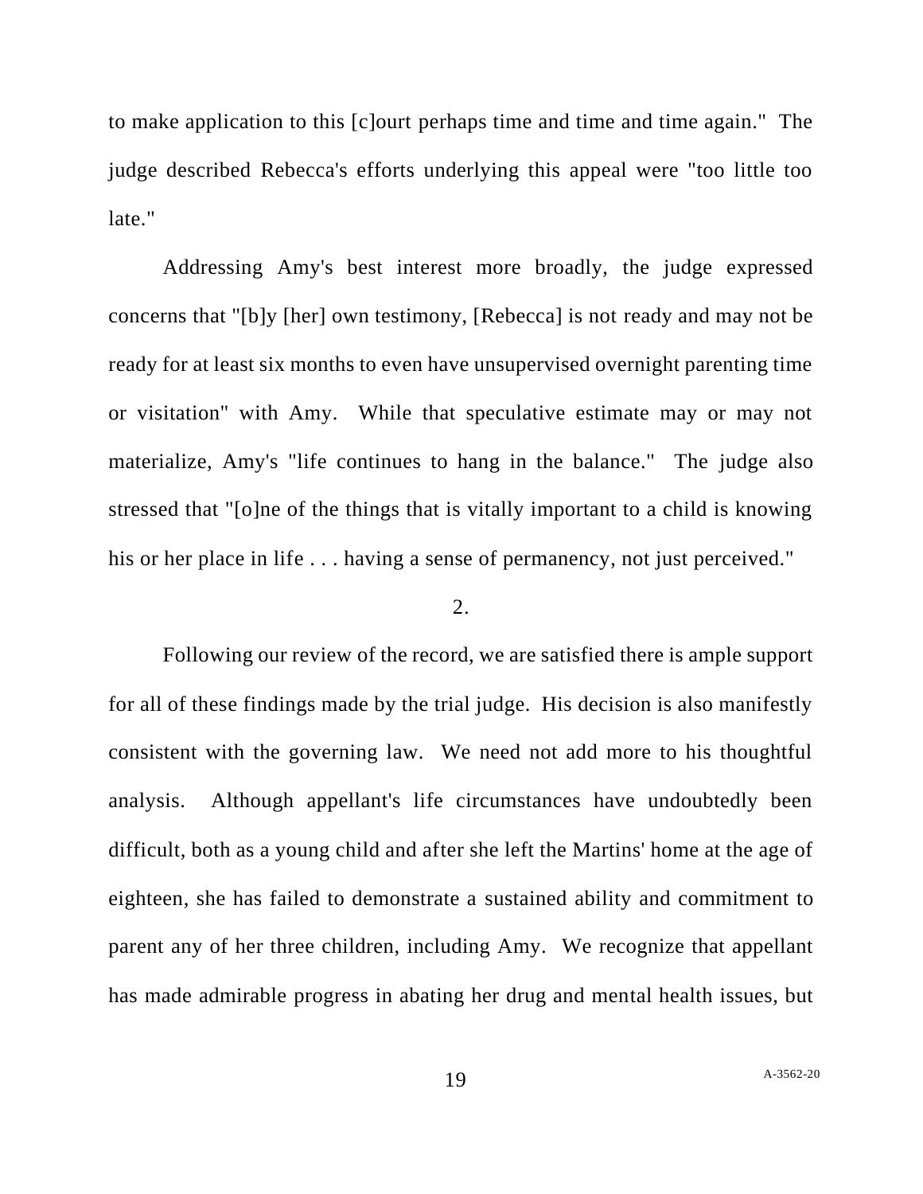to make application to this [c]ourt perhaps time and time and time again." The judge described Rebecca's efforts underlying this appeal were "too little too late."

Addressing Amy's best interest more broadly, the judge expressed concerns that "[b]y [her] own testimony, [Rebecca] is not ready and may not be ready for at least six months to even have unsupervised overnight parenting time or visitation" with Amy. While that speculative estimate may or may not materialize, Amy's "life continues to hang in the balance." The judge also stressed that "[o]ne of the things that is vitally important to a child is knowing his or her place in life . . . having a sense of permanency, not just perceived."

2.

Following our review of the record, we are satisfied there is ample support for all of these findings made by the trial judge. His decision is also manifestly consistent with the governing law. We need not add more to his thoughtful analysis. Although appellant's life circumstances have undoubtedly been difficult, both as a young child and after she left the Martins' home at the age of eighteen, she has failed to demonstrate a sustained ability and commitment to parent any of her three children, including Amy. We recognize that appellant has made admirable progress in abating her drug and mental health issues, but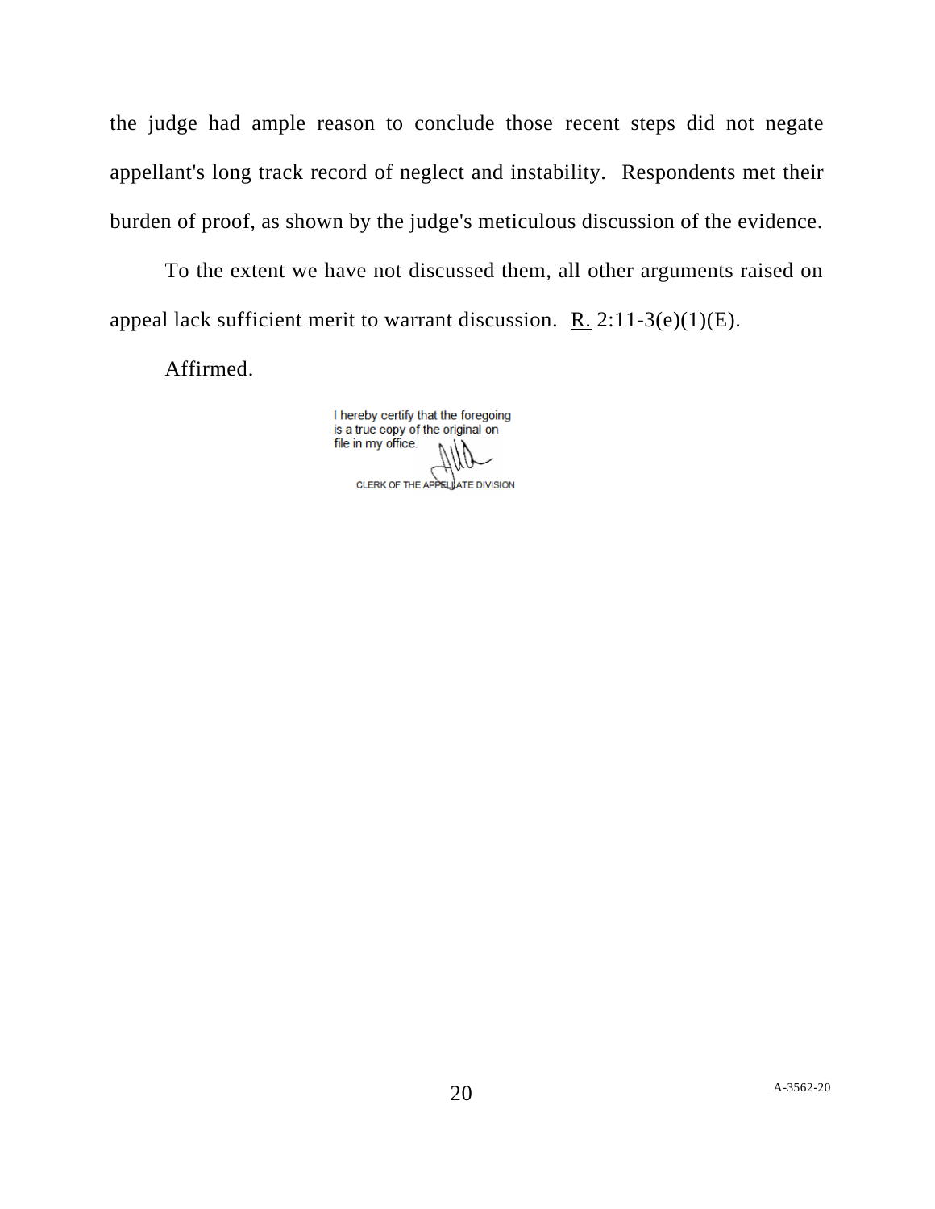the judge had ample reason to conclude those recent steps did not negate appellant's long track record of neglect and instability. Respondents met their burden of proof, as shown by the judge's meticulous discussion of the evidence.

To the extent we have not discussed them, all other arguments raised on appeal lack sufficient merit to warrant discussion. R. 2:11-3(e)(1)(E).

Affirmed.

I hereby certify that the foregoing is a true copy of the original on file in my office.

CLERK OF THE APPELLATE DIVISION